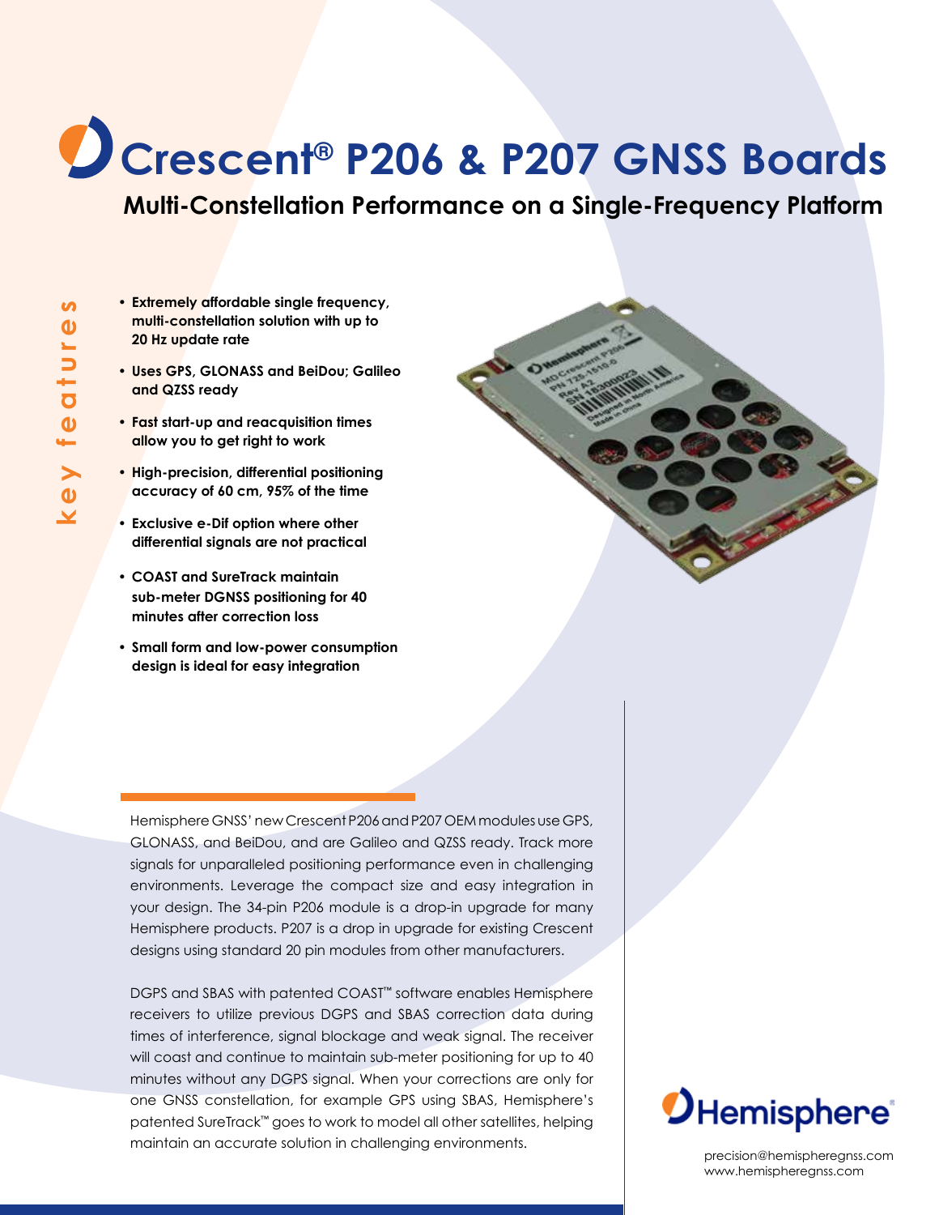# Crescent® P206 & P207 GNSS Boards

## Multi-Constellation Performance on a Single-Frequency Platform

**key features**

- **Extremely affordable single frequency, multi-constellation solution with up to 20 Hz update rate**
- **Uses GPS, GLONASS and BeiDou; Galileo and QZSS ready**
- **Fast start-up and reacquisition times allow you to get right to work**
- **High-precision, differential positioning accuracy of 60 cm, 95% of the time**
- **Exclusive e-Dif option where other differential signals are not practical**
- **COAST and SureTrack maintain sub-meter DGNSS positioning for 40 minutes after correction loss**
- **Small form and low-power consumption design is ideal for easy integration**

Hemisphere GNSS' new Crescent P206 and P207 OEM modules use GPS, GLONASS, and BeiDou, and are Galileo and QZSS ready. Track more signals for unparalleled positioning performance even in challenging environments. Leverage the compact size and easy integration in your design. The 34-pin P206 module is a drop-in upgrade for many Hemisphere products. P207 is a drop in upgrade for existing Crescent designs using standard 20 pin modules from other manufacturers.

DGPS and SBAS with patented COAST™ software enables Hemisphere receivers to utilize previous DGPS and SBAS correction data during times of interference, signal blockage and weak signal. The receiver will coast and continue to maintain sub-meter positioning for up to 40 minutes without any DGPS signal. When your corrections are only for one GNSS constellation, for example GPS using SBAS, Hemisphere's patented SureTrack™ goes to work to model all other satellites, helping maintain an accurate solution in challenging environments.

Hemisphere®

precision@hemispheregnss.com
www.hemispheregnss.com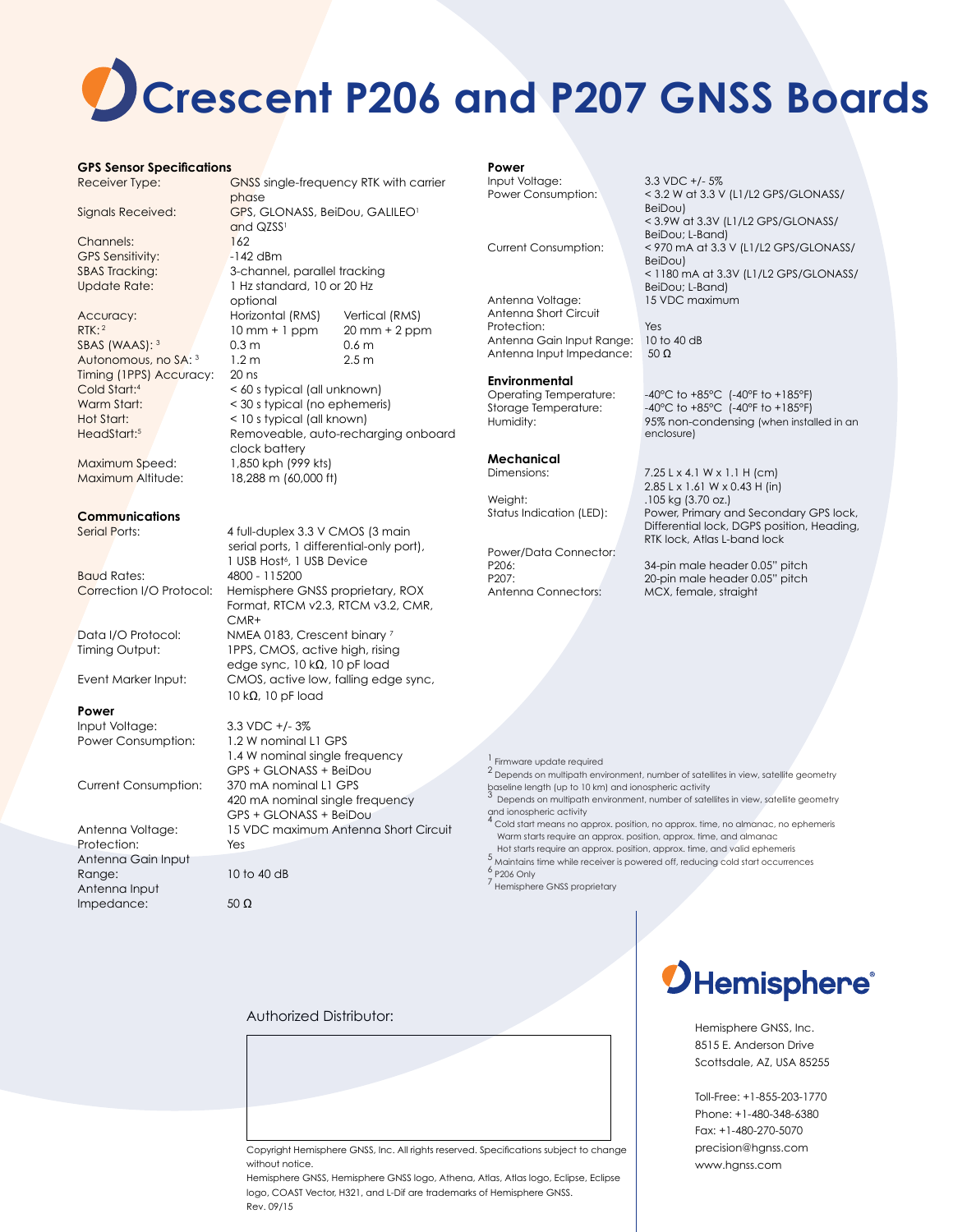# Crescent P206 and P207 GNSS Boards

## GPS Sensor Specifications

| | | |
|---|---|---|
| Receiver Type: | GNSS single-frequency RTK with carrier phase | |
| Signals Received: | GPS, GLONASS, BeiDou, GALILEO[1] and QZSS[1] | |
| Channels: | 162 | |
| GPS Sensitivity: | -142 dBm | |
| SBAS Tracking: | 3-channel, parallel tracking | |
| Update Rate: | 1 Hz standard, 10 or 20 Hz optional | |
| Accuracy: | Horizontal (RMS) | Vertical (RMS) |
| RTK:[2] | 10 mm + 1 ppm | 20 mm + 2 ppm |
| SBAS (WAAS):[3] | 0.3 m | 0.6 m |
| Autonomous, no SA:[3] | 1.2 m | 2.5 m |
| Timing (1PPS) Accuracy: | 20 ns | |
| Cold Start:[4] | < 60 s typical (all unknown) | |
| Warm Start: | < 30 s typical (no ephemeris) | |
| Hot Start: | < 10 s typical (all known) | |
| HeadStart:[5] | Removeable, auto-recharging onboard clock battery | |
| Maximum Speed: | 1,850 kph (999 kts) | |
| Maximum Altitude: | 18,288 m (60,000 ft) | |

## Communications

| | |
|---|---|
| Serial Ports: | 4 full-duplex 3.3 V CMOS (3 main serial ports, 1 differential-only port), 1 USB Host[6], 1 USB Device |
| Baud Rates: | 4800 - 115200 |
| Correction I/O Protocol: | Hemisphere GNSS proprietary, ROX Format, RTCM v2.3, RTCM v3.2, CMR, CMR+ |
| Data I/O Protocol: | NMEA 0183, Crescent binary[7] |
| Timing Output: | 1PPS, CMOS, active high, rising edge sync, 10 kΩ, 10 pF load |
| Event Marker Input: | CMOS, active low, falling edge sync, 10 kΩ, 10 pF load |

## Power

| | |
|---|---|
| Input Voltage: | 3.3 VDC +/- 3% |
| Power Consumption: | 1.2 W nominal L1 GPS<br>1.4 W nominal single frequency GPS + GLONASS + BeiDou |
| Current Consumption: | 370 mA nominal L1 GPS<br>420 mA nominal single frequency GPS + GLONASS + BeiDou |
| Antenna Voltage: | 15 VDC maximum |
| Antenna Short Circuit Protection: | Yes |
| Antenna Gain Input Range: | 10 to 40 dB |
| Antenna Input Impedance: | 50 Ω |

## Power

| | |
|---|---|
| Input Voltage: | 3.3 VDC +/- 5% |
| Power Consumption: | < 3.2 W at 3.3 V (L1/L2 GPS/GLONASS/BeiDou)<br>< 3.9W at 3.3V (L1/L2 GPS/GLONASS/BeiDou; L-Band) |
| Current Consumption: | < 970 mA at 3.3 V (L1/L2 GPS/GLONASS/BeiDou)<br>< 1180 mA at 3.3V (L1/L2 GPS/GLONASS/BeiDou; L-Band) |
| Antenna Voltage: | 15 VDC maximum |
| Antenna Short Circuit Protection: | Yes |
| Antenna Gain Input Range: | 10 to 40 dB |
| Antenna Input Impedance: | 50 Ω |

## Environmental

| | |
|---|---|
| Operating Temperature: | -40°C to +85°C (-40°F to +185°F) |
| Storage Temperature: | -40°C to +85°C (-40°F to +185°F) |
| Humidity: | 95% non-condensing (when installed in an enclosure) |

## Mechanical

| | |
|---|---|
| Dimensions: | 7.25 L x 4.1 W x 1.1 H (cm)<br>2.85 L x 1.61 W x 0.43 H (in) |
| Weight: | .105 kg (3.70 oz.) |
| Status Indication (LED): | Power, Primary and Secondary GPS lock, Differential lock, DGPS position, Heading, RTK lock, Atlas L-band lock |
| Power/Data Connector: | |
| P206: | 34-pin male header 0.05" pitch |
| P207: | 20-pin male header 0.05" pitch |
| Antenna Connectors: | MCX, female, straight |

[1] Firmware update required
[2] Depends on multipath environment, number of satellites in view, satellite geometry baseline length (up to 10 km) and ionospheric activity
[3] Depends on multipath environment, number of satellites in view, satellite geometry and ionospheric activity
[4] Cold start means no approx. position, no approx. time, no almanac, no ephemeris
Warm starts require an approx. position, approx. time, and almanac
Hot starts require an approx. position, approx. time, and valid ephemeris
[5] Maintains time while receiver is powered off, reducing cold start occurrences
[6] P206 Only
[7] Hemisphere GNSS proprietary

Authorized Distributor:

Copyright Hemisphere GNSS, Inc. All rights reserved. Specifications subject to change without notice.

Hemisphere GNSS, Hemisphere GNSS logo, Athena, Atlas, Atlas logo, Eclipse, Eclipse logo, COAST Vector, H321, and L-Dif are trademarks of Hemisphere GNSS.

Rev. 09/15

Hemisphere

Hemisphere GNSS, Inc.
8515 E. Anderson Drive
Scottsdale, AZ, USA 85255

Toll-Free: +1-855-203-1770
Phone: +1-480-348-6380
Fax: +1-480-270-5070
precision@hgnss.com
www.hgnss.com